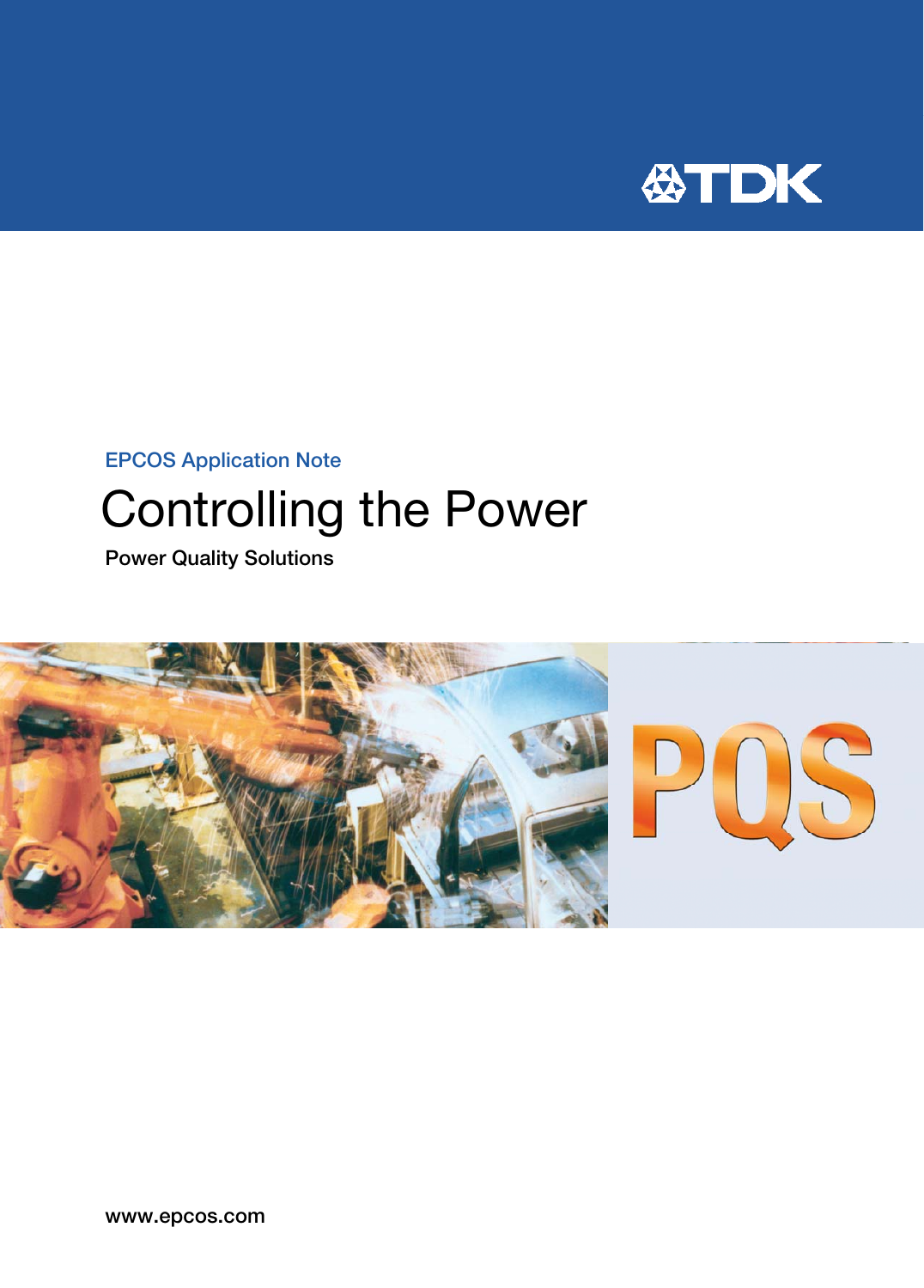EPCOS Application Note

# Controlling the Power

Power Quality Solutions

www.epcos.com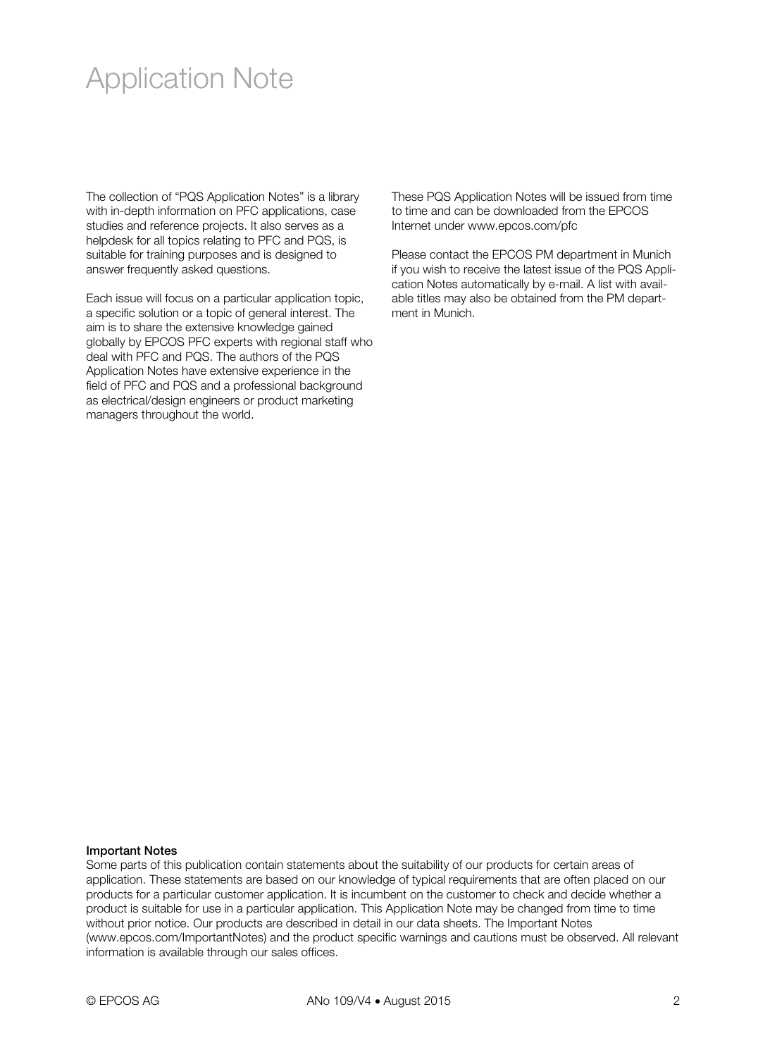# Application Note

The collection of "PQS Application Notes" is a library with in-depth information on PFC applications, case studies and reference projects. It also serves as a helpdesk for all topics relating to PFC and PQS, is suitable for training purposes and is designed to answer frequently asked questions.

Each issue will focus on a particular application topic, a specific solution or a topic of general interest. The aim is to share the extensive knowledge gained globally by EPCOS PFC experts with regional staff who deal with PFC and PQS. The authors of the PQS Application Notes have extensive experience in the field of PFC and PQS and a professional background as electrical/design engineers or product marketing managers throughout the world.

These PQS Application Notes will be issued from time to time and can be downloaded from the EPCOS Internet under www.epcos.com/pfc

Please contact the EPCOS PM department in Munich if you wish to receive the latest issue of the PQS Application Notes automatically by e-mail. A list with available titles may also be obtained from the PM department in Munich.

**Important Notes**

Some parts of this publication contain statements about the suitability of our products for certain areas of application. These statements are based on our knowledge of typical requirements that are often placed on our products for a particular customer application. It is incumbent on the customer to check and decide whether a product is suitable for use in a particular application. This Application Note may be changed from time to time without prior notice. Our products are described in detail in our data sheets. The Important Notes (www.epcos.com/ImportantNotes) and the product specific warnings and cautions must be observed. All relevant information is available through our sales offices.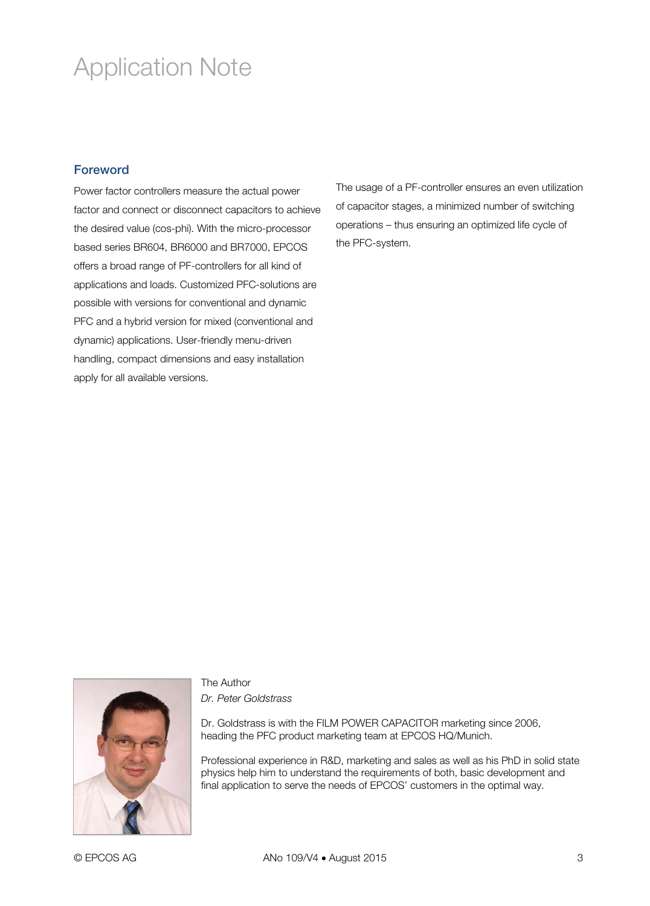# Application Note

## Foreword

Power factor controllers measure the actual power factor and connect or disconnect capacitors to achieve the desired value (cos-phi). With the micro-processor based series BR604, BR6000 and BR7000, EPCOS offers a broad range of PF-controllers for all kind of applications and loads. Customized PFC-solutions are possible with versions for conventional and dynamic PFC and a hybrid version for mixed (conventional and dynamic) applications. User-friendly menu-driven handling, compact dimensions and easy installation apply for all available versions.

The usage of a PF-controller ensures an even utilization of capacitor stages, a minimized number of switching operations – thus ensuring an optimized life cycle of the PFC-system.

The Author
*Dr. Peter Goldstrass*

Dr. Goldstrass is with the FILM POWER CAPACITOR marketing since 2006, heading the PFC product marketing team at EPCOS HQ/Munich.

Professional experience in R&D, marketing and sales as well as his PhD in solid state physics help him to understand the requirements of both, basic development and final application to serve the needs of EPCOS' customers in the optimal way.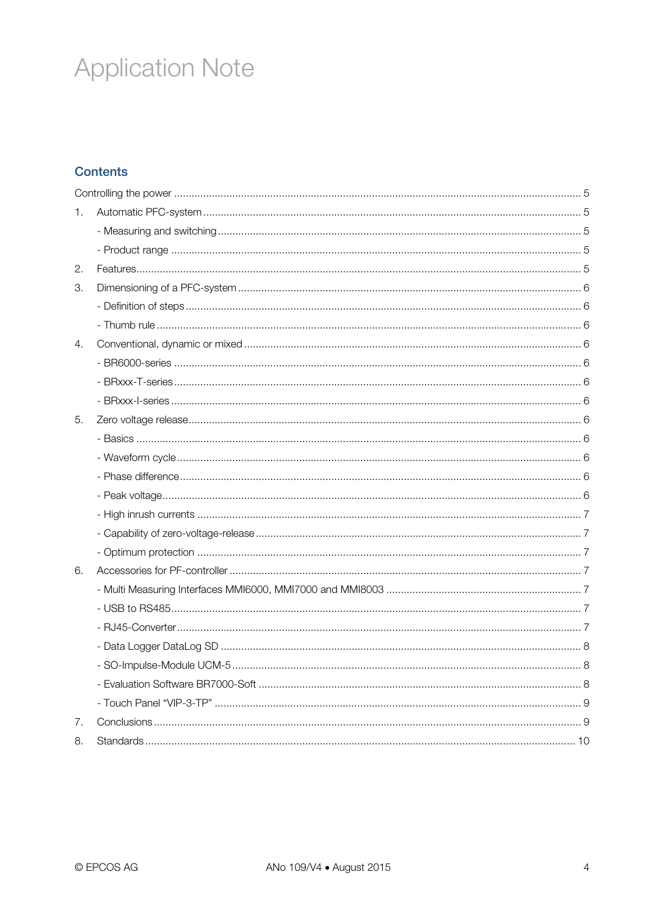# Application Note

## Contents

Controlling the power .......................................................................................................... 5

1. Automatic PFC-system ........................................................................................................ 5
   - Measuring and switching .................................................................................................. 5
   - Product range ................................................................................................................... 5
2. Features.............................................................................................................................. 5
3. Dimensioning of a PFC-system ............................................................................................ 6
   - Definition of steps ............................................................................................................. 6
   - Thumb rule ........................................................................................................................ 6
4. Conventional, dynamic or mixed .......................................................................................... 6
   - BR6000-series .................................................................................................................. 6
   - BRxxx-T-series .................................................................................................................. 6
   - BRxxx-I-series ................................................................................................................... 6
5. Zero voltage release............................................................................................................. 6
   - Basics ............................................................................................................................... 6
   - Waveform cycle ................................................................................................................. 6
   - Phase difference ............................................................................................................... 6
   - Peak voltage ...................................................................................................................... 6
   - High inrush currents .......................................................................................................... 7
   - Capability of zero-voltage-release ...................................................................................... 7
   - Optimum protection .......................................................................................................... 7
6. Accessories for PF-controller ............................................................................................... 7
   - Multi Measuring Interfaces MMI6000, MMI7000 and MMI8003 .......................................... 7
   - USB to RS485 ................................................................................................................... 7
   - RJ45-Converter ................................................................................................................. 7
   - Data Logger DataLog SD .................................................................................................. 8
   - SO-Impulse-Module UCM-5 .............................................................................................. 8
   - Evaluation Software BR7000-Soft ..................................................................................... 8
   - Touch Panel “VIP-3-TP” .................................................................................................... 9
7. Conclusions......................................................................................................................... 9
8. Standards ........................................................................................................................... 10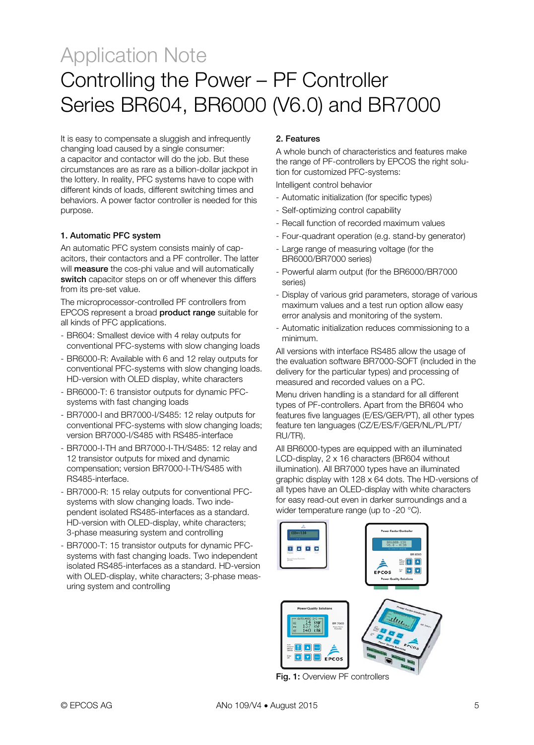# Application Note

# Controlling the Power – PF Controller Series BR604, BR6000 (V6.0) and BR7000

It is easy to compensate a sluggish and infrequently changing load caused by a single consumer: a capacitor and contactor will do the job. But these circumstances are as rare as a billion-dollar jackpot in the lottery. In reality, PFC systems have to cope with different kinds of loads, different switching times and behaviors. A power factor controller is needed for this purpose.

## 1. Automatic PFC system

An automatic PFC system consists mainly of capacitors, their contactors and a PF controller. The latter will **measure** the cos-phi value and will automatically **switch** capacitor steps on or off whenever this differs from its pre-set value.

The microprocessor-controlled PF controllers from EPCOS represent a broad **product range** suitable for all kinds of PFC applications.

- BR604: Smallest device with 4 relay outputs for conventional PFC-systems with slow changing loads
- BR6000-R: Available with 6 and 12 relay outputs for conventional PFC-systems with slow changing loads. HD-version with OLED display, white characters
- BR6000-T: 6 transistor outputs for dynamic PFC-systems with fast changing loads
- BR7000-I and BR7000-I/S485: 12 relay outputs for conventional PFC-systems with slow changing loads; version BR7000-I/S485 with RS485-interface
- BR7000-I-TH and BR7000-I-TH/S485: 12 relay and 12 transistor outputs for mixed and dynamic compensation; version BR7000-I-TH/S485 with RS485-interface.
- BR7000-R: 15 relay outputs for conventional PFC-systems with slow changing loads. Two independent isolated RS485-interfaces as a standard. HD-version with OLED-display, white characters; 3-phase measuring system and controlling
- BR7000-T: 15 transistor outputs for dynamic PFC-systems with fast changing loads. Two independent isolated RS485-interfaces as a standard. HD-version with OLED-display, white characters; 3-phase measuring system and controlling

## 2. Features

A whole bunch of characteristics and features make the range of PF-controllers by EPCOS the right solution for customized PFC-systems:

Intelligent control behavior

- Automatic initialization (for specific types)
- Self-optimizing control capability
- Recall function of recorded maximum values
- Four-quadrant operation (e.g. stand-by generator)
- Large range of measuring voltage (for the BR6000/BR7000 series)
- Powerful alarm output (for the BR6000/BR7000 series)
- Display of various grid parameters, storage of various maximum values and a test run option allow easy error analysis and monitoring of the system.
- Automatic initialization reduces commissioning to a minimum.

All versions with interface RS485 allow the usage of the evaluation software BR7000-SOFT (included in the delivery for the particular types) and processing of measured and recorded values on a PC.

Menu driven handling is a standard for all different types of PF-controllers. Apart from the BR604 who features five languages (E/ES/GER/PT), all other types feature ten languages (CZ/E/ES/F/GER/NL/PL/PT/RU/TR).

All BR6000-types are equipped with an illuminated LCD-display, 2 x 16 characters (BR604 without illumination). All BR7000 types have an illuminated graphic display with 128 x 64 dots. The HD-versions of all types have an OLED-display with white characters for easy read-out even in darker surroundings and a wider temperature range (up to -20 °C).

**Fig. 1:** Overview PF controllers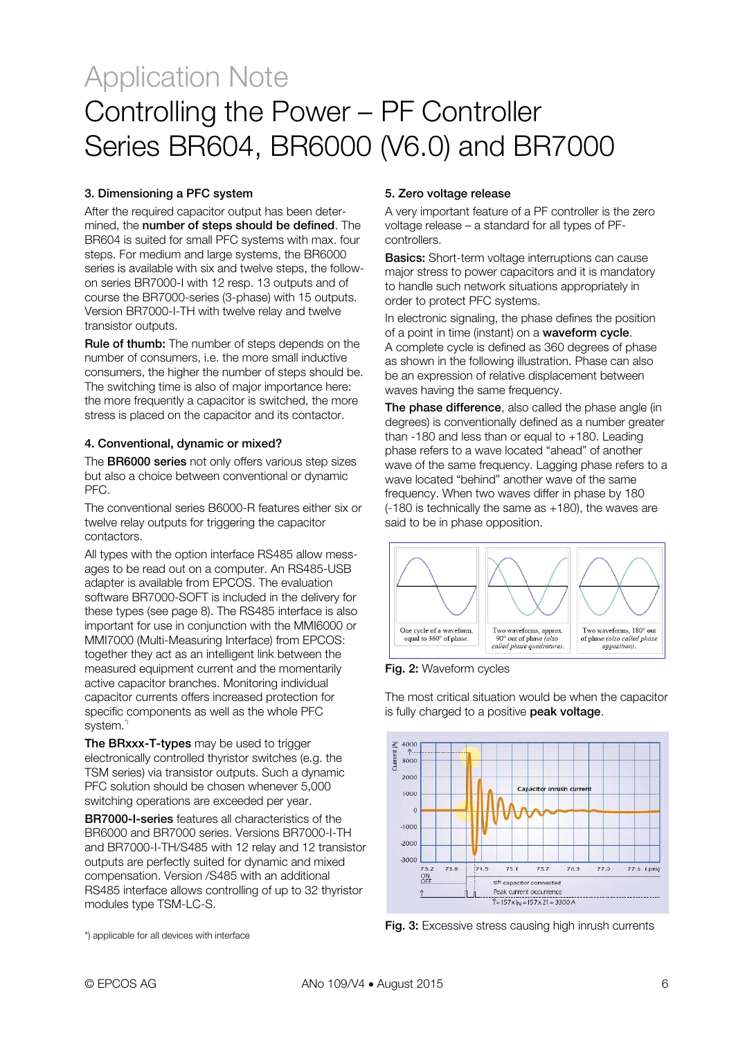# Application Note

# Controlling the Power – PF Controller Series BR604, BR6000 (V6.0) and BR7000

### 3. Dimensioning a PFC system

After the required capacitor output has been determined, the **number of steps should be defined**. The BR604 is suited for small PFC systems with max. four steps. For medium and large systems, the BR6000 series is available with six and twelve steps, the follow-on series BR7000-I with 12 resp. 13 outputs and of course the BR7000-series (3-phase) with 15 outputs. Version BR7000-I-TH with twelve relay and twelve transistor outputs.

**Rule of thumb:** The number of steps depends on the number of consumers, i.e. the more small inductive consumers, the higher the number of steps should be. The switching time is also of major importance here: the more frequently a capacitor is switched, the more stress is placed on the capacitor and its contactor.

### 4. Conventional, dynamic or mixed?

The **BR6000 series** not only offers various step sizes but also a choice between conventional or dynamic PFC.

The conventional series B6000-R features either six or twelve relay outputs for triggering the capacitor contactors.

All types with the option interface RS485 allow messages to be read out on a computer. An RS485-USB adapter is available from EPCOS. The evaluation software BR7000-SOFT is included in the delivery for these types (see page 8). The RS485 interface is also important for use in conjunction with the MMI6000 or MMI7000 (Multi-Measuring Interface) from EPCOS: together they act as an intelligent link between the measured equipment current and the momentarily active capacitor branches. Monitoring individual capacitor currents offers increased protection for specific components as well as the whole PFC system.*)

**The BRxxx-T-types** may be used to trigger electronically controlled thyristor switches (e.g. the TSM series) via transistor outputs. Such a dynamic PFC solution should be chosen whenever 5,000 switching operations are exceeded per year.

**BR7000-I-series** features all characteristics of the BR6000 and BR7000 series. Versions BR7000-I-TH and BR7000-I-TH/S485 with 12 relay and 12 transistor outputs are perfectly suited for dynamic and mixed compensation. Version /S485 with an additional RS485 interface allows controlling of up to 32 thyristor modules type TSM-LC-S.

*) applicable for all devices with interface

### 5. Zero voltage release

A very important feature of a PF controller is the zero voltage release – a standard for all types of PF-controllers.

**Basics:** Short-term voltage interruptions can cause major stress to power capacitors and it is mandatory to handle such network situations appropriately in order to protect PFC systems.

In electronic signaling, the phase defines the position of a point in time (instant) on a **waveform cycle**. A complete cycle is defined as 360 degrees of phase as shown in the following illustration. Phase can also be an expression of relative displacement between waves having the same frequency.

**The phase difference**, also called the phase angle (in degrees) is conventionally defined as a number greater than -180 and less than or equal to +180. Leading phase refers to a wave located "ahead" of another wave of the same frequency. Lagging phase refers to a wave located "behind" another wave of the same frequency. When two waves differ in phase by 180 (-180 is technically the same as +180), the waves are said to be in phase opposition.

**Fig. 2:** Waveform cycles

The most critical situation would be when the capacitor is fully charged to a positive **peak voltage**.

**Fig. 3:** Excessive stress causing high inrush currents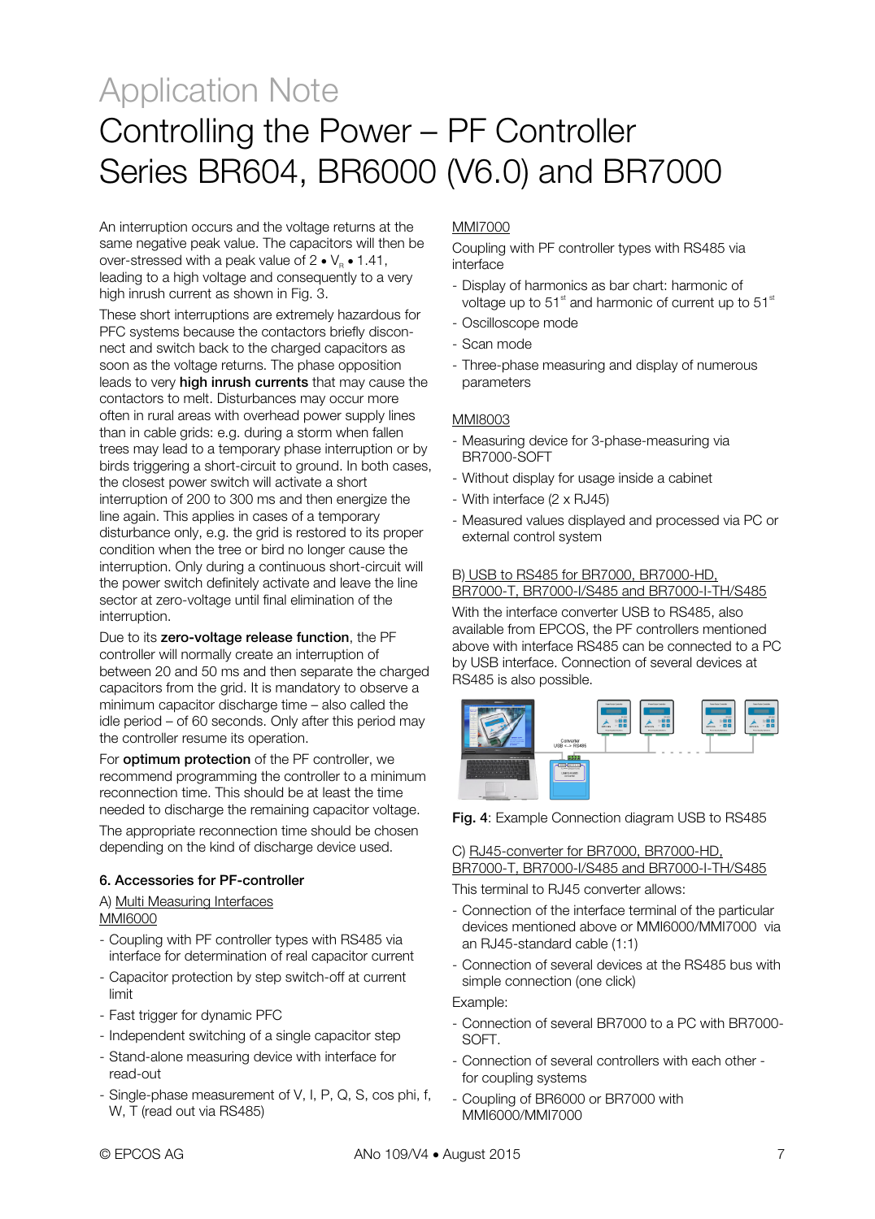An interruption occurs and the voltage returns at the same negative peak value. The capacitors will then be over-stressed with a peak value of $2 \bullet V_R \bullet 1.41$, leading to a high voltage and consequently to a very high inrush current as shown in Fig. 3.

These short interruptions are extremely hazardous for PFC systems because the contactors briefly disconnect and switch back to the charged capacitors as soon as the voltage returns. The phase opposition leads to very **high inrush currents** that may cause the contactors to melt. Disturbances may occur more often in rural areas with overhead power supply lines than in cable grids: e.g. during a storm when fallen trees may lead to a temporary phase interruption or by birds triggering a short-circuit to ground. In both cases, the closest power switch will activate a short interruption of 200 to 300 ms and then energize the line again. This applies in cases of a temporary disturbance only, e.g. the grid is restored to its proper condition when the tree or bird no longer cause the interruption. Only during a continuous short-circuit will the power switch definitely activate and leave the line sector at zero-voltage until final elimination of the interruption.

Due to its **zero-voltage release function**, the PF controller will normally create an interruption of between 20 and 50 ms and then separate the charged capacitors from the grid. It is mandatory to observe a minimum capacitor discharge time – also called the idle period – of 60 seconds. Only after this period may the controller resume its operation.

For **optimum protection** of the PF controller, we recommend programming the controller to a minimum reconnection time. This should be at least the time needed to discharge the remaining capacitor voltage.

The appropriate reconnection time should be chosen depending on the kind of discharge device used.

### 6. Accessories for PF-controller

A) Multi Measuring Interfaces

MMI6000

- Coupling with PF controller types with RS485 via interface for determination of real capacitor current
- Capacitor protection by step switch-off at current limit
- Fast trigger for dynamic PFC
- Independent switching of a single capacitor step
- Stand-alone measuring device with interface for read-out
- Single-phase measurement of V, I, P, Q, S, cos phi, f, W, T (read out via RS485)

MMI7000

Coupling with PF controller types with RS485 via interface

- Display of harmonics as bar chart: harmonic of voltage up to 51st and harmonic of current up to 51st
- Oscilloscope mode
- Scan mode
- Three-phase measuring and display of numerous parameters

MMI8003

- Measuring device for 3-phase-measuring via BR7000-SOFT
- Without display for usage inside a cabinet
- With interface (2 x RJ45)
- Measured values displayed and processed via PC or external control system

B) USB to RS485 for BR7000, BR7000-HD, BR7000-T, BR7000-I/S485 and BR7000-I-TH/S485

With the interface converter USB to RS485, also available from EPCOS, the PF controllers mentioned above with interface RS485 can be connected to a PC by USB interface. Connection of several devices at RS485 is also possible.

**Fig. 4**: Example Connection diagram USB to RS485

C) RJ45-converter for BR7000, BR7000-HD, BR7000-T, BR7000-I/S485 and BR7000-I-TH/S485

This terminal to RJ45 converter allows:

- Connection of the interface terminal of the particular devices mentioned above or MMI6000/MMI7000 via an RJ45-standard cable (1:1)
- Connection of several devices at the RS485 bus with simple connection (one click)

Example:

- Connection of several BR7000 to a PC with BR7000-SOFT.
- Connection of several controllers with each other - for coupling systems
- Coupling of BR6000 or BR7000 with MMI6000/MMI7000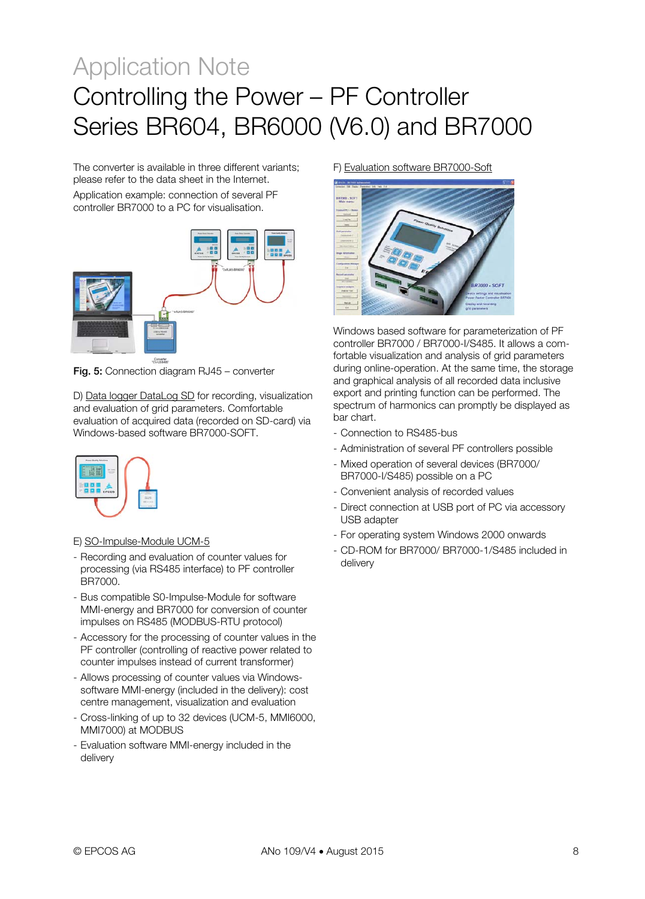# Application Note

# Controlling the Power – PF Controller Series BR604, BR6000 (V6.0) and BR7000

The converter is available in three different variants; please refer to the data sheet in the Internet.

Application example: connection of several PF controller BR7000 to a PC for visualisation.

**Fig. 5:** Connection diagram RJ45 – converter

D) Data logger DataLog SD for recording, visualization and evaluation of grid parameters. Comfortable evaluation of acquired data (recorded on SD-card) via Windows-based software BR7000-SOFT.

E) SO-Impulse-Module UCM-5

- Recording and evaluation of counter values for processing (via RS485 interface) to PF controller BR7000.
- Bus compatible S0-Impulse-Module for software MMI-energy and BR7000 for conversion of counter impulses on RS485 (MODBUS-RTU protocol)
- Accessory for the processing of counter values in the PF controller (controlling of reactive power related to counter impulses instead of current transformer)
- Allows processing of counter values via Windows-software MMI-energy (included in the delivery): cost centre management, visualization and evaluation
- Cross-linking of up to 32 devices (UCM-5, MMI6000, MMI7000) at MODBUS
- Evaluation software MMI-energy included in the delivery

F) Evaluation software BR7000-Soft

Windows based software for parameterization of PF controller BR7000 / BR7000-I/S485. It allows a comfortable visualization and analysis of grid parameters during online-operation. At the same time, the storage and graphical analysis of all recorded data inclusive export and printing function can be performed. The spectrum of harmonics can promptly be displayed as bar chart.

- Connection to RS485-bus
- Administration of several PF controllers possible
- Mixed operation of several devices (BR7000/ BR7000-I/S485) possible on a PC
- Convenient analysis of recorded values
- Direct connection at USB port of PC via accessory USB adapter
- For operating system Windows 2000 onwards
- CD-ROM for BR7000/ BR7000-1/S485 included in delivery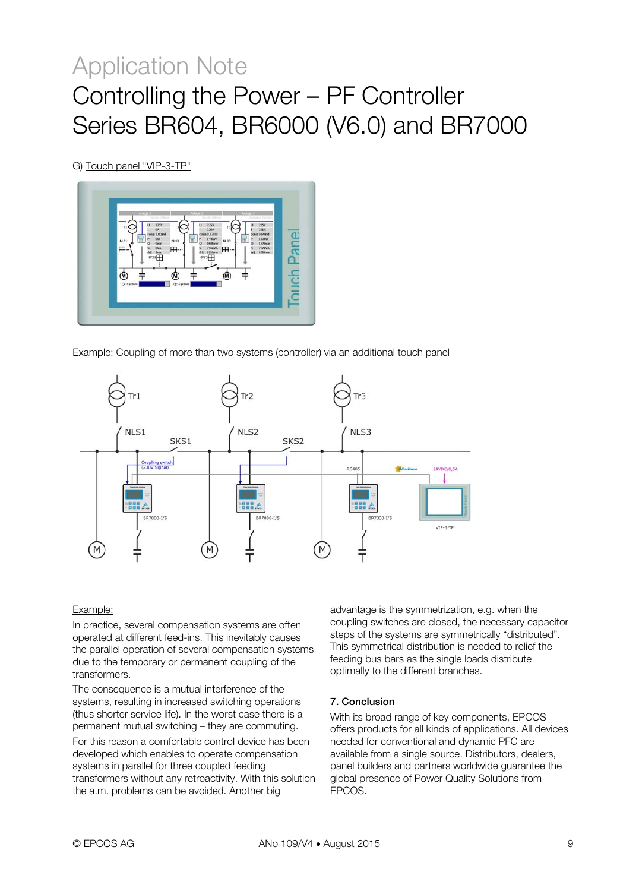G) Touch panel "VIP-3-TP"

Example: Coupling of more than two systems (controller) via an additional touch panel

Example:

In practice, several compensation systems are often operated at different feed-ins. This inevitably causes the parallel operation of several compensation systems due to the temporary or permanent coupling of the transformers.

The consequence is a mutual interference of the systems, resulting in increased switching operations (thus shorter service life). In the worst case there is a permanent mutual switching – they are commuting.

For this reason a comfortable control device has been developed which enables to operate compensation systems in parallel for three coupled feeding transformers without any retroactivity. With this solution the a.m. problems can be avoided. Another big advantage is the symmetrization, e.g. when the coupling switches are closed, the necessary capacitor steps of the systems are symmetrically “distributed”. This symmetrical distribution is needed to relief the feeding bus bars as the single loads distribute optimally to the different branches.

## 7. Conclusion

With its broad range of key components, EPCOS offers products for all kinds of applications. All devices needed for conventional and dynamic PFC are available from a single source. Distributors, dealers, panel builders and partners worldwide guarantee the global presence of Power Quality Solutions from EPCOS.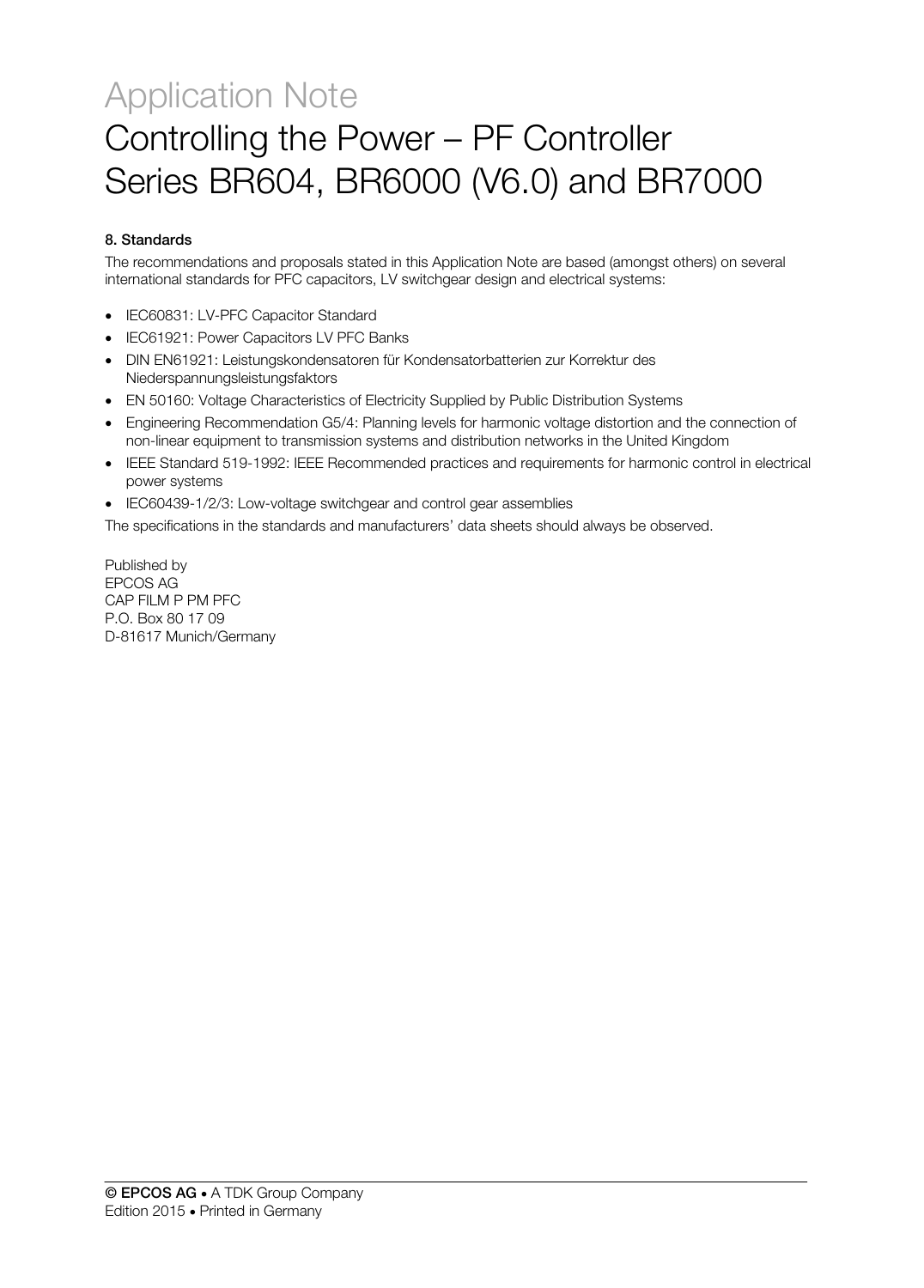# Application Note

# Controlling the Power – PF Controller Series BR604, BR6000 (V6.0) and BR7000

### 8. Standards

The recommendations and proposals stated in this Application Note are based (amongst others) on several international standards for PFC capacitors, LV switchgear design and electrical systems:

- IEC60831: LV-PFC Capacitor Standard
- IEC61921: Power Capacitors LV PFC Banks
- DIN EN61921: Leistungskondensatoren für Kondensatorbatterien zur Korrektur des Niederspannungsleistungsfaktors
- EN 50160: Voltage Characteristics of Electricity Supplied by Public Distribution Systems
- Engineering Recommendation G5/4: Planning levels for harmonic voltage distortion and the connection of non-linear equipment to transmission systems and distribution networks in the United Kingdom
- IEEE Standard 519-1992: IEEE Recommended practices and requirements for harmonic control in electrical power systems
- IEC60439-1/2/3: Low-voltage switchgear and control gear assemblies

The specifications in the standards and manufacturers' data sheets should always be observed.

Published by
EPCOS AG
CAP FILM P PM PFC
P.O. Box 80 17 09
D-81617 Munich/Germany

**© EPCOS AG** • A TDK Group Company
Edition 2015 • Printed in Germany